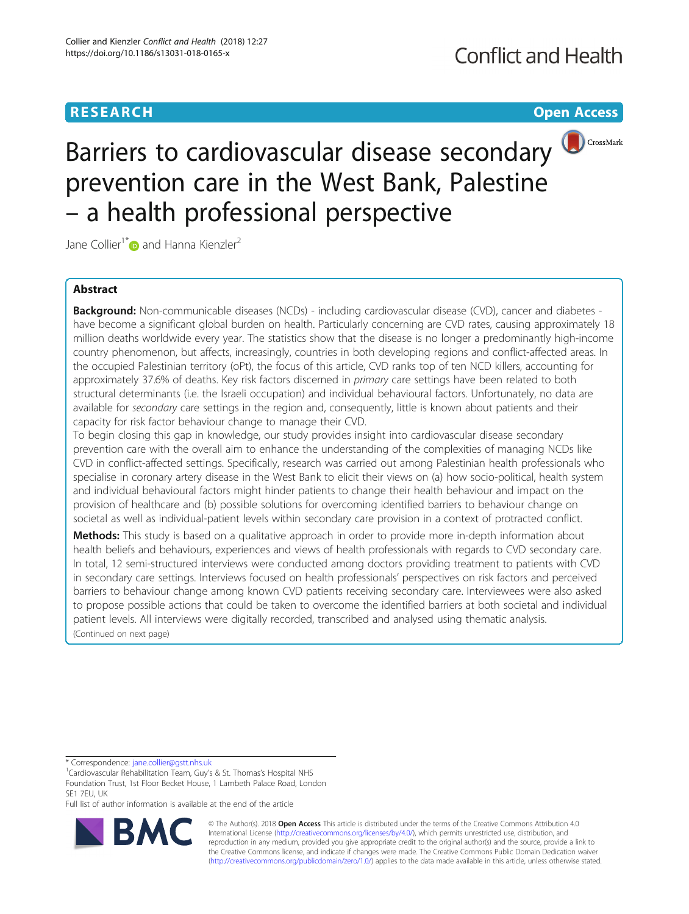# Barriers to cardiovascular disease secondary prevention care in the West Bank, Palestine – a health professional perspective

Jane Collier[1*] and Hanna Kienzler[2]

## Abstract

**Background:** Non-communicable diseases (NCDs) - including cardiovascular disease (CVD), cancer and diabetes - have become a significant global burden on health. Particularly concerning are CVD rates, causing approximately 18 million deaths worldwide every year. The statistics show that the disease is no longer a predominantly high-income country phenomenon, but affects, increasingly, countries in both developing regions and conflict-affected areas. In the occupied Palestinian territory (oPt), the focus of this article, CVD ranks top of ten NCD killers, accounting for approximately 37.6% of deaths. Key risk factors discerned in *primary* care settings have been related to both structural determinants (i.e. the Israeli occupation) and individual behavioural factors. Unfortunately, no data are available for *secondary* care settings in the region and, consequently, little is known about patients and their capacity for risk factor behaviour change to manage their CVD.

To begin closing this gap in knowledge, our study provides insight into cardiovascular disease secondary prevention care with the overall aim to enhance the understanding of the complexities of managing NCDs like CVD in conflict-affected settings. Specifically, research was carried out among Palestinian health professionals who specialise in coronary artery disease in the West Bank to elicit their views on (a) how socio-political, health system and individual behavioural factors might hinder patients to change their health behaviour and impact on the provision of healthcare and (b) possible solutions for overcoming identified barriers to behaviour change on societal as well as individual-patient levels within secondary care provision in a context of protracted conflict.

**Methods:** This study is based on a qualitative approach in order to provide more in-depth information about health beliefs and behaviours, experiences and views of health professionals with regards to CVD secondary care. In total, 12 semi-structured interviews were conducted among doctors providing treatment to patients with CVD in secondary care settings. Interviews focused on health professionals' perspectives on risk factors and perceived barriers to behaviour change among known CVD patients receiving secondary care. Interviewees were also asked to propose possible actions that could be taken to overcome the identified barriers at both societal and individual patient levels. All interviews were digitally recorded, transcribed and analysed using thematic analysis.

(Continued on next page)

* Correspondence: jane.collier@gstt.nhs.uk
[1]Cardiovascular Rehabilitation Team, Guy's & St. Thomas's Hospital NHS Foundation Trust, 1st Floor Becket House, 1 Lambeth Palace Road, London SE1 7EU, UK
Full list of author information is available at the end of the article

© The Author(s). 2018 **Open Access** This article is distributed under the terms of the Creative Commons Attribution 4.0 International License (http://creativecommons.org/licenses/by/4.0/), which permits unrestricted use, distribution, and reproduction in any medium, provided you give appropriate credit to the original author(s) and the source, provide a link to the Creative Commons license, and indicate if changes were made. The Creative Commons Public Domain Dedication waiver (http://creativecommons.org/publicdomain/zero/1.0/) applies to the data made available in this article, unless otherwise stated.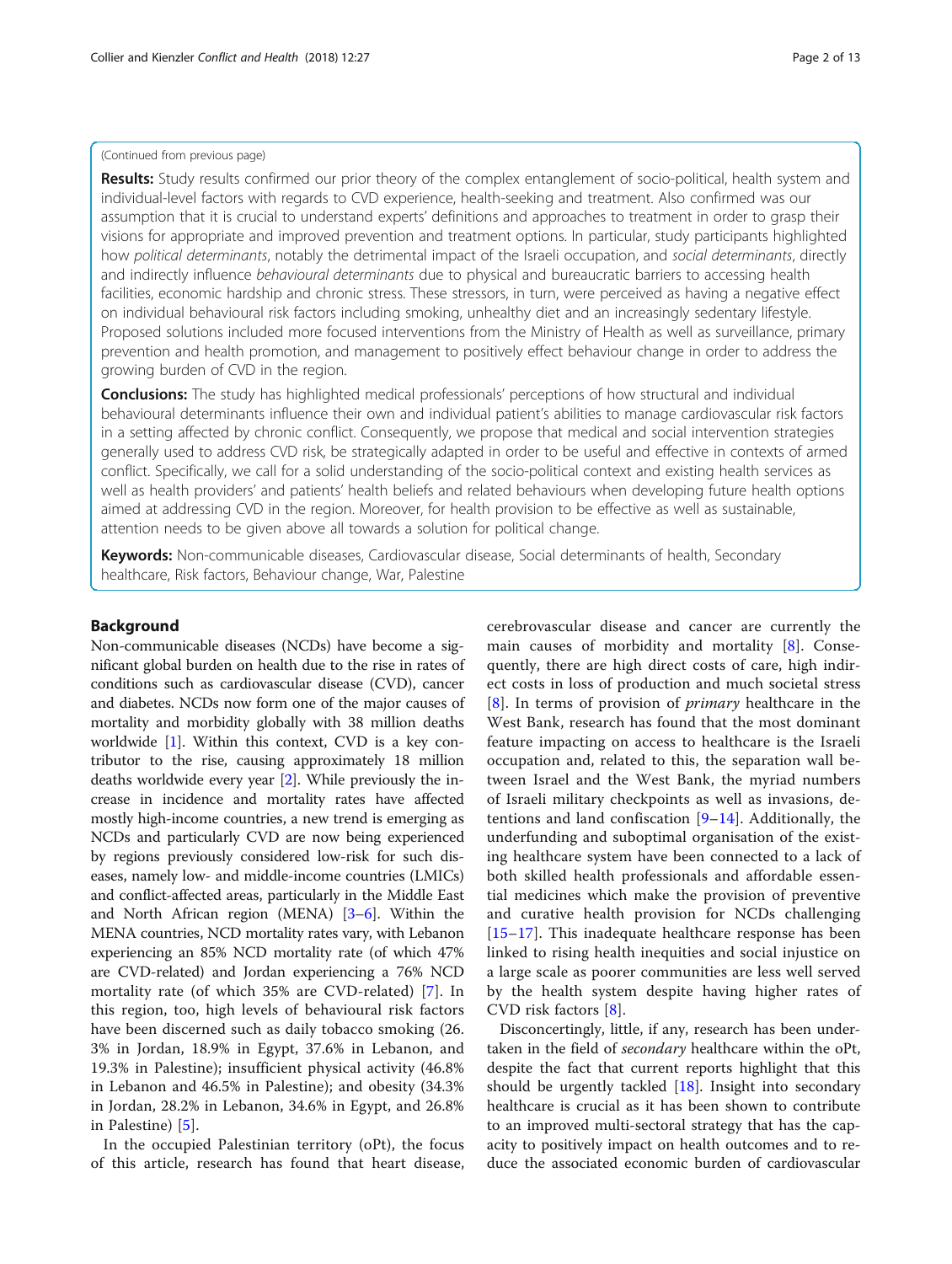(Continued from previous page)

**Results:** Study results confirmed our prior theory of the complex entanglement of socio-political, health system and individual-level factors with regards to CVD experience, health-seeking and treatment. Also confirmed was our assumption that it is crucial to understand experts' definitions and approaches to treatment in order to grasp their visions for appropriate and improved prevention and treatment options. In particular, study participants highlighted how *political determinants*, notably the detrimental impact of the Israeli occupation, and *social determinants*, directly and indirectly influence *behavioural determinants* due to physical and bureaucratic barriers to accessing health facilities, economic hardship and chronic stress. These stressors, in turn, were perceived as having a negative effect on individual behavioural risk factors including smoking, unhealthy diet and an increasingly sedentary lifestyle. Proposed solutions included more focused interventions from the Ministry of Health as well as surveillance, primary prevention and health promotion, and management to positively effect behaviour change in order to address the growing burden of CVD in the region.

**Conclusions:** The study has highlighted medical professionals' perceptions of how structural and individual behavioural determinants influence their own and individual patient's abilities to manage cardiovascular risk factors in a setting affected by chronic conflict. Consequently, we propose that medical and social intervention strategies generally used to address CVD risk, be strategically adapted in order to be useful and effective in contexts of armed conflict. Specifically, we call for a solid understanding of the socio-political context and existing health services as well as health providers' and patients' health beliefs and related behaviours when developing future health options aimed at addressing CVD in the region. Moreover, for health provision to be effective as well as sustainable, attention needs to be given above all towards a solution for political change.

**Keywords:** Non-communicable diseases, Cardiovascular disease, Social determinants of health, Secondary healthcare, Risk factors, Behaviour change, War, Palestine

## Background

Non-communicable diseases (NCDs) have become a significant global burden on health due to the rise in rates of conditions such as cardiovascular disease (CVD), cancer and diabetes. NCDs now form one of the major causes of mortality and morbidity globally with 38 million deaths worldwide [1]. Within this context, CVD is a key contributor to the rise, causing approximately 18 million deaths worldwide every year [2]. While previously the increase in incidence and mortality rates have affected mostly high-income countries, a new trend is emerging as NCDs and particularly CVD are now being experienced by regions previously considered low-risk for such diseases, namely low- and middle-income countries (LMICs) and conflict-affected areas, particularly in the Middle East and North African region (MENA) [3–6]. Within the MENA countries, NCD mortality rates vary, with Lebanon experiencing an 85% NCD mortality rate (of which 47% are CVD-related) and Jordan experiencing a 76% NCD mortality rate (of which 35% are CVD-related) [7]. In this region, too, high levels of behavioural risk factors have been discerned such as daily tobacco smoking (26.3% in Jordan, 18.9% in Egypt, 37.6% in Lebanon, and 19.3% in Palestine); insufficient physical activity (46.8% in Lebanon and 46.5% in Palestine); and obesity (34.3% in Jordan, 28.2% in Lebanon, 34.6% in Egypt, and 26.8% in Palestine) [5].

In the occupied Palestinian territory (oPt), the focus of this article, research has found that heart disease, cerebrovascular disease and cancer are currently the main causes of morbidity and mortality [8]. Consequently, there are high direct costs of care, high indirect costs in loss of production and much societal stress [8]. In terms of provision of *primary* healthcare in the West Bank, research has found that the most dominant feature impacting on access to healthcare is the Israeli occupation and, related to this, the separation wall between Israel and the West Bank, the myriad numbers of Israeli military checkpoints as well as invasions, detentions and land confiscation [9–14]. Additionally, the underfunding and suboptimal organisation of the existing healthcare system have been connected to a lack of both skilled health professionals and affordable essential medicines which make the provision of preventive and curative health provision for NCDs challenging [15–17]. This inadequate healthcare response has been linked to rising health inequities and social injustice on a large scale as poorer communities are less well served by the health system despite having higher rates of CVD risk factors [8].

Disconcertingly, little, if any, research has been undertaken in the field of *secondary* healthcare within the oPt, despite the fact that current reports highlight that this should be urgently tackled [18]. Insight into secondary healthcare is crucial as it has been shown to contribute to an improved multi-sectoral strategy that has the capacity to positively impact on health outcomes and to reduce the associated economic burden of cardiovascular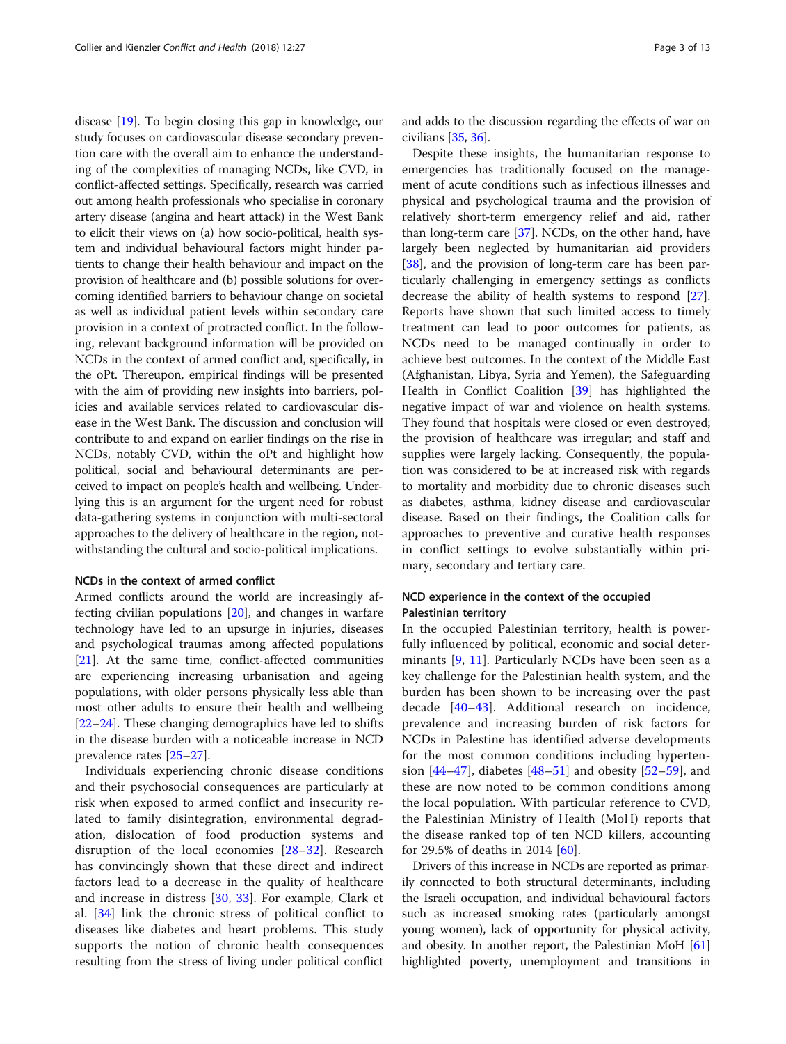disease [19]. To begin closing this gap in knowledge, our study focuses on cardiovascular disease secondary prevention care with the overall aim to enhance the understanding of the complexities of managing NCDs, like CVD, in conflict-affected settings. Specifically, research was carried out among health professionals who specialise in coronary artery disease (angina and heart attack) in the West Bank to elicit their views on (a) how socio-political, health system and individual behavioural factors might hinder patients to change their health behaviour and impact on the provision of healthcare and (b) possible solutions for overcoming identified barriers to behaviour change on societal as well as individual patient levels within secondary care provision in a context of protracted conflict. In the following, relevant background information will be provided on NCDs in the context of armed conflict and, specifically, in the oPt. Thereupon, empirical findings will be presented with the aim of providing new insights into barriers, policies and available services related to cardiovascular disease in the West Bank. The discussion and conclusion will contribute to and expand on earlier findings on the rise in NCDs, notably CVD, within the oPt and highlight how political, social and behavioural determinants are perceived to impact on people's health and wellbeing. Underlying this is an argument for the urgent need for robust data-gathering systems in conjunction with multi-sectoral approaches to the delivery of healthcare in the region, notwithstanding the cultural and socio-political implications.

### NCDs in the context of armed conflict

Armed conflicts around the world are increasingly affecting civilian populations [20], and changes in warfare technology have led to an upsurge in injuries, diseases and psychological traumas among affected populations [21]. At the same time, conflict-affected communities are experiencing increasing urbanisation and ageing populations, with older persons physically less able than most other adults to ensure their health and wellbeing [22–24]. These changing demographics have led to shifts in the disease burden with a noticeable increase in NCD prevalence rates [25–27].

Individuals experiencing chronic disease conditions and their psychosocial consequences are particularly at risk when exposed to armed conflict and insecurity related to family disintegration, environmental degradation, dislocation of food production systems and disruption of the local economies [28–32]. Research has convincingly shown that these direct and indirect factors lead to a decrease in the quality of healthcare and increase in distress [30, 33]. For example, Clark et al. [34] link the chronic stress of political conflict to diseases like diabetes and heart problems. This study supports the notion of chronic health consequences resulting from the stress of living under political conflict and adds to the discussion regarding the effects of war on civilians [35, 36].

Despite these insights, the humanitarian response to emergencies has traditionally focused on the management of acute conditions such as infectious illnesses and physical and psychological trauma and the provision of relatively short-term emergency relief and aid, rather than long-term care [37]. NCDs, on the other hand, have largely been neglected by humanitarian aid providers [38], and the provision of long-term care has been particularly challenging in emergency settings as conflicts decrease the ability of health systems to respond [27]. Reports have shown that such limited access to timely treatment can lead to poor outcomes for patients, as NCDs need to be managed continually in order to achieve best outcomes. In the context of the Middle East (Afghanistan, Libya, Syria and Yemen), the Safeguarding Health in Conflict Coalition [39] has highlighted the negative impact of war and violence on health systems. They found that hospitals were closed or even destroyed; the provision of healthcare was irregular; and staff and supplies were largely lacking. Consequently, the population was considered to be at increased risk with regards to mortality and morbidity due to chronic diseases such as diabetes, asthma, kidney disease and cardiovascular disease. Based on their findings, the Coalition calls for approaches to preventive and curative health responses in conflict settings to evolve substantially within primary, secondary and tertiary care.

### NCD experience in the context of the occupied Palestinian territory

In the occupied Palestinian territory, health is powerfully influenced by political, economic and social determinants [9, 11]. Particularly NCDs have been seen as a key challenge for the Palestinian health system, and the burden has been shown to be increasing over the past decade [40–43]. Additional research on incidence, prevalence and increasing burden of risk factors for NCDs in Palestine has identified adverse developments for the most common conditions including hypertension [44–47], diabetes [48–51] and obesity [52–59], and these are now noted to be common conditions among the local population. With particular reference to CVD, the Palestinian Ministry of Health (MoH) reports that the disease ranked top of ten NCD killers, accounting for 29.5% of deaths in 2014 [60].

Drivers of this increase in NCDs are reported as primarily connected to both structural determinants, including the Israeli occupation, and individual behavioural factors such as increased smoking rates (particularly amongst young women), lack of opportunity for physical activity, and obesity. In another report, the Palestinian MoH [61] highlighted poverty, unemployment and transitions in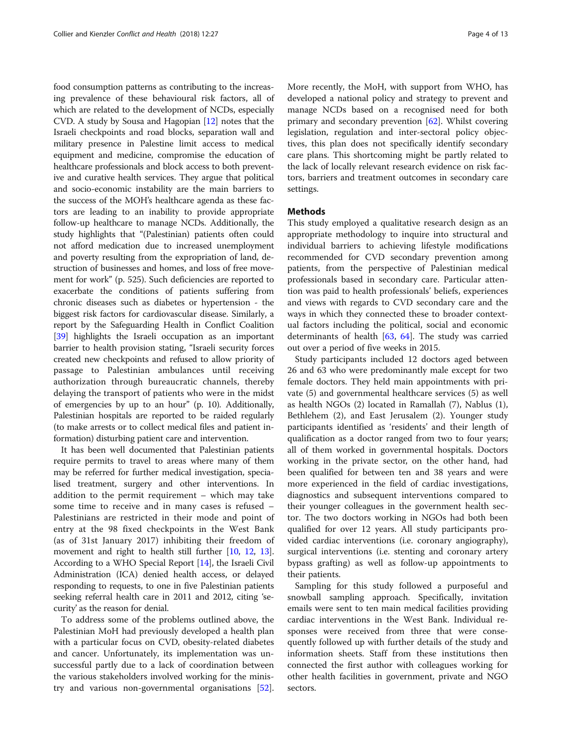food consumption patterns as contributing to the increasing prevalence of these behavioural risk factors, all of which are related to the development of NCDs, especially CVD. A study by Sousa and Hagopian [12] notes that the Israeli checkpoints and road blocks, separation wall and military presence in Palestine limit access to medical equipment and medicine, compromise the education of healthcare professionals and block access to both preventive and curative health services. They argue that political and socio-economic instability are the main barriers to the success of the MOH's healthcare agenda as these factors are leading to an inability to provide appropriate follow-up healthcare to manage NCDs. Additionally, the study highlights that "(Palestinian) patients often could not afford medication due to increased unemployment and poverty resulting from the expropriation of land, destruction of businesses and homes, and loss of free movement for work" (p. 525). Such deficiencies are reported to exacerbate the conditions of patients suffering from chronic diseases such as diabetes or hypertension - the biggest risk factors for cardiovascular disease. Similarly, a report by the Safeguarding Health in Conflict Coalition [39] highlights the Israeli occupation as an important barrier to health provision stating, "Israeli security forces created new checkpoints and refused to allow priority of passage to Palestinian ambulances until receiving authorization through bureaucratic channels, thereby delaying the transport of patients who were in the midst of emergencies by up to an hour" (p. 10). Additionally, Palestinian hospitals are reported to be raided regularly (to make arrests or to collect medical files and patient information) disturbing patient care and intervention.

It has been well documented that Palestinian patients require permits to travel to areas where many of them may be referred for further medical investigation, specialised treatment, surgery and other interventions. In addition to the permit requirement – which may take some time to receive and in many cases is refused – Palestinians are restricted in their mode and point of entry at the 98 fixed checkpoints in the West Bank (as of 31st January 2017) inhibiting their freedom of movement and right to health still further [10, 12, 13]. According to a WHO Special Report [14], the Israeli Civil Administration (ICA) denied health access, or delayed responding to requests, to one in five Palestinian patients seeking referral health care in 2011 and 2012, citing 'security' as the reason for denial.

To address some of the problems outlined above, the Palestinian MoH had previously developed a health plan with a particular focus on CVD, obesity-related diabetes and cancer. Unfortunately, its implementation was unsuccessful partly due to a lack of coordination between the various stakeholders involved working for the ministry and various non-governmental organisations [52]. More recently, the MoH, with support from WHO, has developed a national policy and strategy to prevent and manage NCDs based on a recognised need for both primary and secondary prevention [62]. Whilst covering legislation, regulation and inter-sectoral policy objectives, this plan does not specifically identify secondary care plans. This shortcoming might be partly related to the lack of locally relevant research evidence on risk factors, barriers and treatment outcomes in secondary care settings.

## Methods

This study employed a qualitative research design as an appropriate methodology to inquire into structural and individual barriers to achieving lifestyle modifications recommended for CVD secondary prevention among patients, from the perspective of Palestinian medical professionals based in secondary care. Particular attention was paid to health professionals' beliefs, experiences and views with regards to CVD secondary care and the ways in which they connected these to broader contextual factors including the political, social and economic determinants of health [63, 64]. The study was carried out over a period of five weeks in 2015.

Study participants included 12 doctors aged between 26 and 63 who were predominantly male except for two female doctors. They held main appointments with private (5) and governmental healthcare services (5) as well as health NGOs (2) located in Ramallah (7), Nablus (1), Bethlehem (2), and East Jerusalem (2). Younger study participants identified as 'residents' and their length of qualification as a doctor ranged from two to four years; all of them worked in governmental hospitals. Doctors working in the private sector, on the other hand, had been qualified for between ten and 38 years and were more experienced in the field of cardiac investigations, diagnostics and subsequent interventions compared to their younger colleagues in the government health sector. The two doctors working in NGOs had both been qualified for over 12 years. All study participants provided cardiac interventions (i.e. coronary angiography), surgical interventions (i.e. stenting and coronary artery bypass grafting) as well as follow-up appointments to their patients.

Sampling for this study followed a purposeful and snowball sampling approach. Specifically, invitation emails were sent to ten main medical facilities providing cardiac interventions in the West Bank. Individual responses were received from three that were consequently followed up with further details of the study and information sheets. Staff from these institutions then connected the first author with colleagues working for other health facilities in government, private and NGO sectors.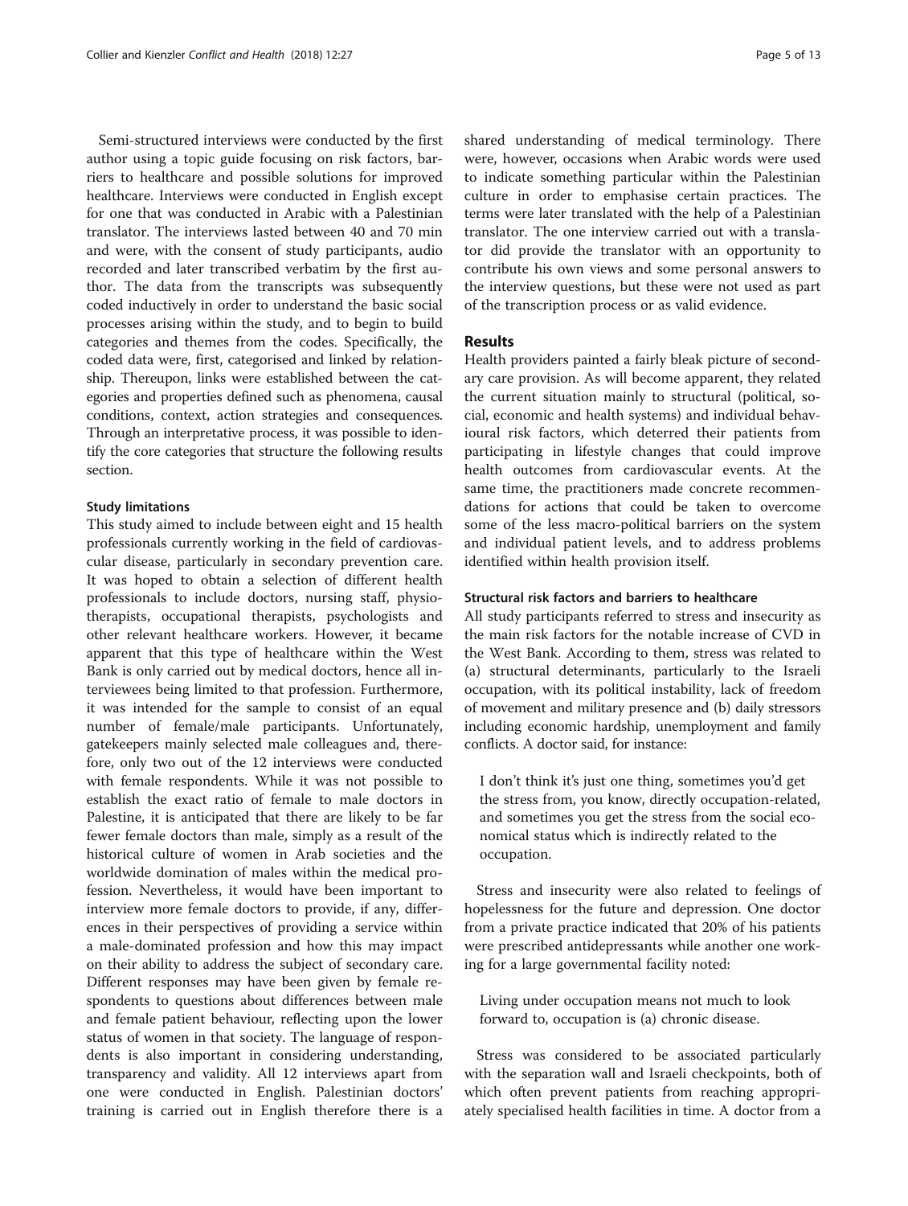Semi-structured interviews were conducted by the first author using a topic guide focusing on risk factors, barriers to healthcare and possible solutions for improved healthcare. Interviews were conducted in English except for one that was conducted in Arabic with a Palestinian translator. The interviews lasted between 40 and 70 min and were, with the consent of study participants, audio recorded and later transcribed verbatim by the first author. The data from the transcripts was subsequently coded inductively in order to understand the basic social processes arising within the study, and to begin to build categories and themes from the codes. Specifically, the coded data were, first, categorised and linked by relationship. Thereupon, links were established between the categories and properties defined such as phenomena, causal conditions, context, action strategies and consequences. Through an interpretative process, it was possible to identify the core categories that structure the following results section.

### Study limitations

This study aimed to include between eight and 15 health professionals currently working in the field of cardiovascular disease, particularly in secondary prevention care. It was hoped to obtain a selection of different health professionals to include doctors, nursing staff, physiotherapists, occupational therapists, psychologists and other relevant healthcare workers. However, it became apparent that this type of healthcare within the West Bank is only carried out by medical doctors, hence all interviewees being limited to that profession. Furthermore, it was intended for the sample to consist of an equal number of female/male participants. Unfortunately, gatekeepers mainly selected male colleagues and, therefore, only two out of the 12 interviews were conducted with female respondents. While it was not possible to establish the exact ratio of female to male doctors in Palestine, it is anticipated that there are likely to be far fewer female doctors than male, simply as a result of the historical culture of women in Arab societies and the worldwide domination of males within the medical profession. Nevertheless, it would have been important to interview more female doctors to provide, if any, differences in their perspectives of providing a service within a male-dominated profession and how this may impact on their ability to address the subject of secondary care. Different responses may have been given by female respondents to questions about differences between male and female patient behaviour, reflecting upon the lower status of women in that society. The language of respondents is also important in considering understanding, transparency and validity. All 12 interviews apart from one were conducted in English. Palestinian doctors' training is carried out in English therefore there is a shared understanding of medical terminology. There were, however, occasions when Arabic words were used to indicate something particular within the Palestinian culture in order to emphasise certain practices. The terms were later translated with the help of a Palestinian translator. The one interview carried out with a translator did provide the translator with an opportunity to contribute his own views and some personal answers to the interview questions, but these were not used as part of the transcription process or as valid evidence.

## Results

Health providers painted a fairly bleak picture of secondary care provision. As will become apparent, they related the current situation mainly to structural (political, social, economic and health systems) and individual behavioural risk factors, which deterred their patients from participating in lifestyle changes that could improve health outcomes from cardiovascular events. At the same time, the practitioners made concrete recommendations for actions that could be taken to overcome some of the less macro-political barriers on the system and individual patient levels, and to address problems identified within health provision itself.

### Structural risk factors and barriers to healthcare

All study participants referred to stress and insecurity as the main risk factors for the notable increase of CVD in the West Bank. According to them, stress was related to (a) structural determinants, particularly to the Israeli occupation, with its political instability, lack of freedom of movement and military presence and (b) daily stressors including economic hardship, unemployment and family conflicts. A doctor said, for instance:

> I don't think it's just one thing, sometimes you'd get the stress from, you know, directly occupation-related, and sometimes you get the stress from the social economical status which is indirectly related to the occupation.

Stress and insecurity were also related to feelings of hopelessness for the future and depression. One doctor from a private practice indicated that 20% of his patients were prescribed antidepressants while another one working for a large governmental facility noted:

> Living under occupation means not much to look forward to, occupation is (a) chronic disease.

Stress was considered to be associated particularly with the separation wall and Israeli checkpoints, both of which often prevent patients from reaching appropriately specialised health facilities in time. A doctor from a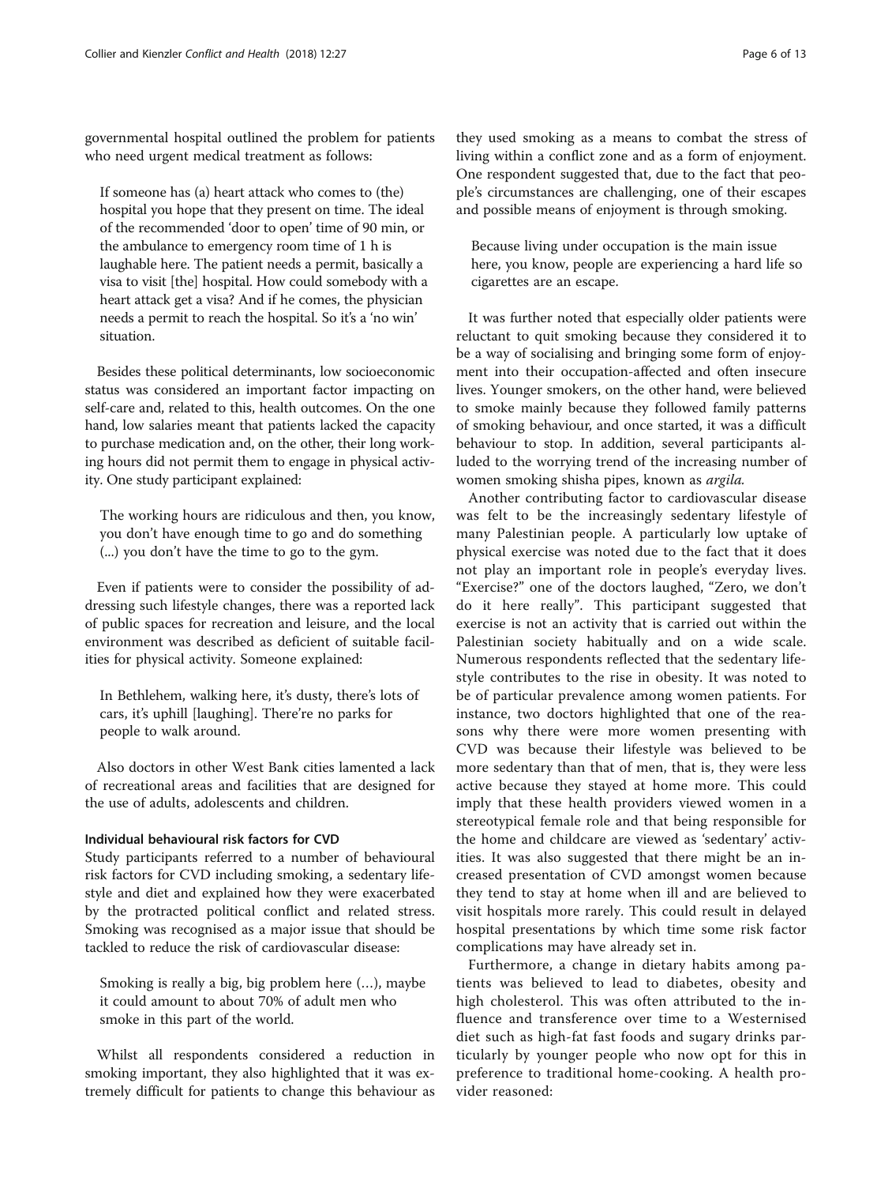governmental hospital outlined the problem for patients who need urgent medical treatment as follows:

> If someone has (a) heart attack who comes to (the) hospital you hope that they present on time. The ideal of the recommended 'door to open' time of 90 min, or the ambulance to emergency room time of 1 h is laughable here. The patient needs a permit, basically a visa to visit [the] hospital. How could somebody with a heart attack get a visa? And if he comes, the physician needs a permit to reach the hospital. So it's a 'no win' situation.

Besides these political determinants, low socioeconomic status was considered an important factor impacting on self-care and, related to this, health outcomes. On the one hand, low salaries meant that patients lacked the capacity to purchase medication and, on the other, their long working hours did not permit them to engage in physical activity. One study participant explained:

> The working hours are ridiculous and then, you know, you don't have enough time to go and do something (...) you don't have the time to go to the gym.

Even if patients were to consider the possibility of addressing such lifestyle changes, there was a reported lack of public spaces for recreation and leisure, and the local environment was described as deficient of suitable facilities for physical activity. Someone explained:

> In Bethlehem, walking here, it's dusty, there's lots of cars, it's uphill [laughing]. There're no parks for people to walk around.

Also doctors in other West Bank cities lamented a lack of recreational areas and facilities that are designed for the use of adults, adolescents and children.

### Individual behavioural risk factors for CVD

Study participants referred to a number of behavioural risk factors for CVD including smoking, a sedentary lifestyle and diet and explained how they were exacerbated by the protracted political conflict and related stress. Smoking was recognised as a major issue that should be tackled to reduce the risk of cardiovascular disease:

> Smoking is really a big, big problem here (…), maybe it could amount to about 70% of adult men who smoke in this part of the world.

Whilst all respondents considered a reduction in smoking important, they also highlighted that it was extremely difficult for patients to change this behaviour as they used smoking as a means to combat the stress of living within a conflict zone and as a form of enjoyment. One respondent suggested that, due to the fact that people's circumstances are challenging, one of their escapes and possible means of enjoyment is through smoking.

> Because living under occupation is the main issue here, you know, people are experiencing a hard life so cigarettes are an escape.

It was further noted that especially older patients were reluctant to quit smoking because they considered it to be a way of socialising and bringing some form of enjoyment into their occupation-affected and often insecure lives. Younger smokers, on the other hand, were believed to smoke mainly because they followed family patterns of smoking behaviour, and once started, it was a difficult behaviour to stop. In addition, several participants alluded to the worrying trend of the increasing number of women smoking shisha pipes, known as *argila.*

Another contributing factor to cardiovascular disease was felt to be the increasingly sedentary lifestyle of many Palestinian people. A particularly low uptake of physical exercise was noted due to the fact that it does not play an important role in people's everyday lives. "Exercise?" one of the doctors laughed, "Zero, we don't do it here really". This participant suggested that exercise is not an activity that is carried out within the Palestinian society habitually and on a wide scale. Numerous respondents reflected that the sedentary lifestyle contributes to the rise in obesity. It was noted to be of particular prevalence among women patients. For instance, two doctors highlighted that one of the reasons why there were more women presenting with CVD was because their lifestyle was believed to be more sedentary than that of men, that is, they were less active because they stayed at home more. This could imply that these health providers viewed women in a stereotypical female role and that being responsible for the home and childcare are viewed as 'sedentary' activities. It was also suggested that there might be an increased presentation of CVD amongst women because they tend to stay at home when ill and are believed to visit hospitals more rarely. This could result in delayed hospital presentations by which time some risk factor complications may have already set in.

Furthermore, a change in dietary habits among patients was believed to lead to diabetes, obesity and high cholesterol. This was often attributed to the influence and transference over time to a Westernised diet such as high-fat fast foods and sugary drinks particularly by younger people who now opt for this in preference to traditional home-cooking. A health provider reasoned: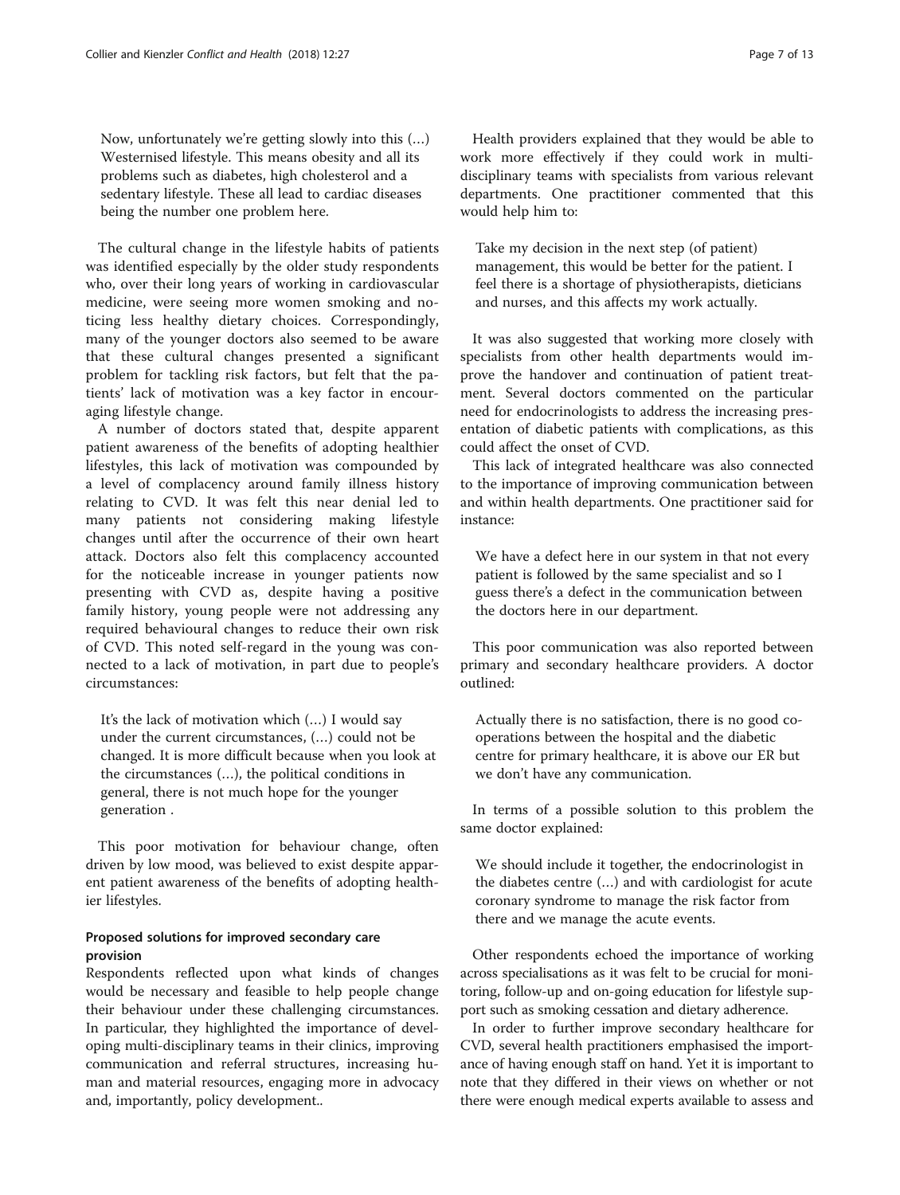> Now, unfortunately we're getting slowly into this (…) Westernised lifestyle. This means obesity and all its problems such as diabetes, high cholesterol and a sedentary lifestyle. These all lead to cardiac diseases being the number one problem here.

The cultural change in the lifestyle habits of patients was identified especially by the older study respondents who, over their long years of working in cardiovascular medicine, were seeing more women smoking and noticing less healthy dietary choices. Correspondingly, many of the younger doctors also seemed to be aware that these cultural changes presented a significant problem for tackling risk factors, but felt that the patients' lack of motivation was a key factor in encouraging lifestyle change.

A number of doctors stated that, despite apparent patient awareness of the benefits of adopting healthier lifestyles, this lack of motivation was compounded by a level of complacency around family illness history relating to CVD. It was felt this near denial led to many patients not considering making lifestyle changes until after the occurrence of their own heart attack. Doctors also felt this complacency accounted for the noticeable increase in younger patients now presenting with CVD as, despite having a positive family history, young people were not addressing any required behavioural changes to reduce their own risk of CVD. This noted self-regard in the young was connected to a lack of motivation, in part due to people's circumstances:

> It's the lack of motivation which (…) I would say under the current circumstances, (…) could not be changed. It is more difficult because when you look at the circumstances (…), the political conditions in general, there is not much hope for the younger generation .

This poor motivation for behaviour change, often driven by low mood, was believed to exist despite apparent patient awareness of the benefits of adopting healthier lifestyles.

### Proposed solutions for improved secondary care provision

Respondents reflected upon what kinds of changes would be necessary and feasible to help people change their behaviour under these challenging circumstances. In particular, they highlighted the importance of developing multi-disciplinary teams in their clinics, improving communication and referral structures, increasing human and material resources, engaging more in advocacy and, importantly, policy development..

Health providers explained that they would be able to work more effectively if they could work in multi-disciplinary teams with specialists from various relevant departments. One practitioner commented that this would help him to:

> Take my decision in the next step (of patient) management, this would be better for the patient. I feel there is a shortage of physiotherapists, dieticians and nurses, and this affects my work actually.

It was also suggested that working more closely with specialists from other health departments would improve the handover and continuation of patient treatment. Several doctors commented on the particular need for endocrinologists to address the increasing presentation of diabetic patients with complications, as this could affect the onset of CVD.

This lack of integrated healthcare was also connected to the importance of improving communication between and within health departments. One practitioner said for instance:

> We have a defect here in our system in that not every patient is followed by the same specialist and so I guess there's a defect in the communication between the doctors here in our department.

This poor communication was also reported between primary and secondary healthcare providers. A doctor outlined:

> Actually there is no satisfaction, there is no good co-operations between the hospital and the diabetic centre for primary healthcare, it is above our ER but we don't have any communication.

In terms of a possible solution to this problem the same doctor explained:

> We should include it together, the endocrinologist in the diabetes centre (…) and with cardiologist for acute coronary syndrome to manage the risk factor from there and we manage the acute events.

Other respondents echoed the importance of working across specialisations as it was felt to be crucial for monitoring, follow-up and on-going education for lifestyle support such as smoking cessation and dietary adherence.

In order to further improve secondary healthcare for CVD, several health practitioners emphasised the importance of having enough staff on hand. Yet it is important to note that they differed in their views on whether or not there were enough medical experts available to assess and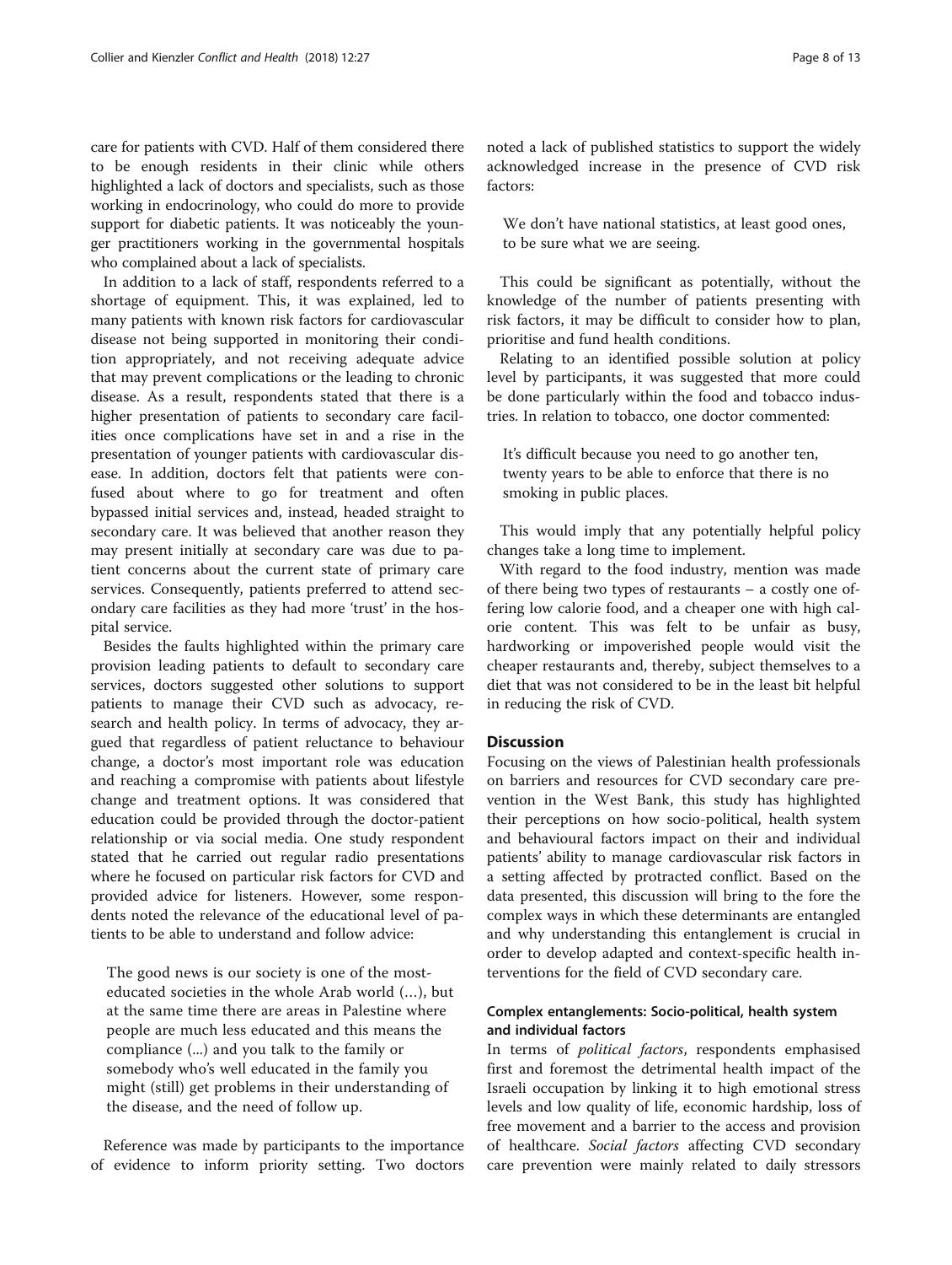care for patients with CVD. Half of them considered there to be enough residents in their clinic while others highlighted a lack of doctors and specialists, such as those working in endocrinology, who could do more to provide support for diabetic patients. It was noticeably the younger practitioners working in the governmental hospitals who complained about a lack of specialists.

In addition to a lack of staff, respondents referred to a shortage of equipment. This, it was explained, led to many patients with known risk factors for cardiovascular disease not being supported in monitoring their condition appropriately, and not receiving adequate advice that may prevent complications or the leading to chronic disease. As a result, respondents stated that there is a higher presentation of patients to secondary care facilities once complications have set in and a rise in the presentation of younger patients with cardiovascular disease. In addition, doctors felt that patients were confused about where to go for treatment and often bypassed initial services and, instead, headed straight to secondary care. It was believed that another reason they may present initially at secondary care was due to patient concerns about the current state of primary care services. Consequently, patients preferred to attend secondary care facilities as they had more 'trust' in the hospital service.

Besides the faults highlighted within the primary care provision leading patients to default to secondary care services, doctors suggested other solutions to support patients to manage their CVD such as advocacy, research and health policy. In terms of advocacy, they argued that regardless of patient reluctance to behaviour change, a doctor's most important role was education and reaching a compromise with patients about lifestyle change and treatment options. It was considered that education could be provided through the doctor-patient relationship or via social media. One study respondent stated that he carried out regular radio presentations where he focused on particular risk factors for CVD and provided advice for listeners. However, some respondents noted the relevance of the educational level of patients to be able to understand and follow advice:

> The good news is our society is one of the most-educated societies in the whole Arab world (…), but at the same time there are areas in Palestine where people are much less educated and this means the compliance (...) and you talk to the family or somebody who's well educated in the family you might (still) get problems in their understanding of the disease, and the need of follow up.

Reference was made by participants to the importance of evidence to inform priority setting. Two doctors noted a lack of published statistics to support the widely acknowledged increase in the presence of CVD risk factors:

> We don't have national statistics, at least good ones, to be sure what we are seeing.

This could be significant as potentially, without the knowledge of the number of patients presenting with risk factors, it may be difficult to consider how to plan, prioritise and fund health conditions.

Relating to an identified possible solution at policy level by participants, it was suggested that more could be done particularly within the food and tobacco industries. In relation to tobacco, one doctor commented:

> It's difficult because you need to go another ten, twenty years to be able to enforce that there is no smoking in public places.

This would imply that any potentially helpful policy changes take a long time to implement.

With regard to the food industry, mention was made of there being two types of restaurants – a costly one offering low calorie food, and a cheaper one with high calorie content. This was felt to be unfair as busy, hardworking or impoverished people would visit the cheaper restaurants and, thereby, subject themselves to a diet that was not considered to be in the least bit helpful in reducing the risk of CVD.

## Discussion

Focusing on the views of Palestinian health professionals on barriers and resources for CVD secondary care prevention in the West Bank, this study has highlighted their perceptions on how socio-political, health system and behavioural factors impact on their and individual patients' ability to manage cardiovascular risk factors in a setting affected by protracted conflict. Based on the data presented, this discussion will bring to the fore the complex ways in which these determinants are entangled and why understanding this entanglement is crucial in order to develop adapted and context-specific health interventions for the field of CVD secondary care.

### Complex entanglements: Socio-political, health system and individual factors

In terms of *political factors*, respondents emphasised first and foremost the detrimental health impact of the Israeli occupation by linking it to high emotional stress levels and low quality of life, economic hardship, loss of free movement and a barrier to the access and provision of healthcare. *Social factors* affecting CVD secondary care prevention were mainly related to daily stressors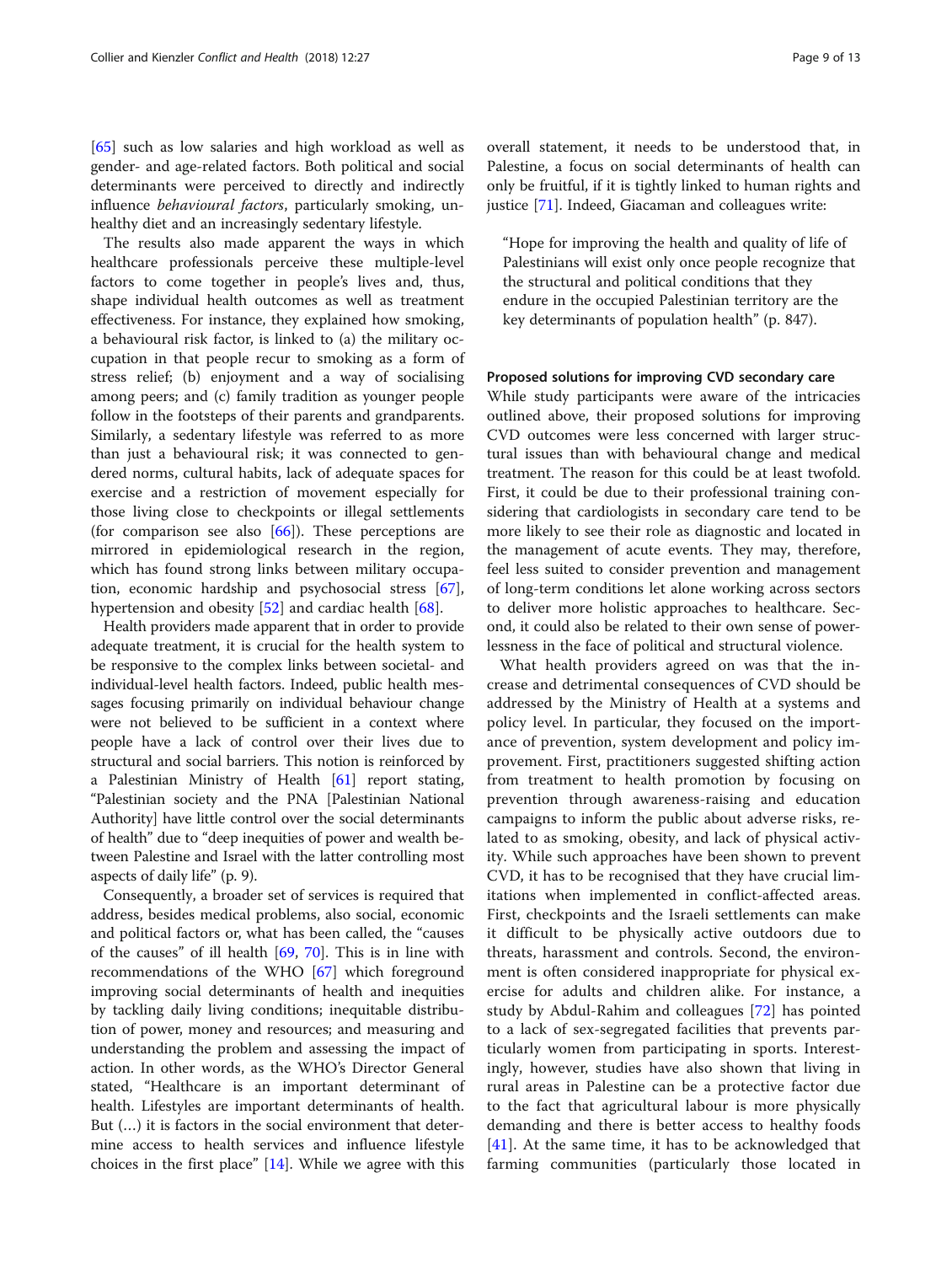[65] such as low salaries and high workload as well as gender- and age-related factors. Both political and social determinants were perceived to directly and indirectly influence *behavioural factors*, particularly smoking, unhealthy diet and an increasingly sedentary lifestyle.

The results also made apparent the ways in which healthcare professionals perceive these multiple-level factors to come together in people's lives and, thus, shape individual health outcomes as well as treatment effectiveness. For instance, they explained how smoking, a behavioural risk factor, is linked to (a) the military occupation in that people recur to smoking as a form of stress relief; (b) enjoyment and a way of socialising among peers; and (c) family tradition as younger people follow in the footsteps of their parents and grandparents. Similarly, a sedentary lifestyle was referred to as more than just a behavioural risk; it was connected to gendered norms, cultural habits, lack of adequate spaces for exercise and a restriction of movement especially for those living close to checkpoints or illegal settlements (for comparison see also [66]). These perceptions are mirrored in epidemiological research in the region, which has found strong links between military occupation, economic hardship and psychosocial stress [67], hypertension and obesity [52] and cardiac health [68].

Health providers made apparent that in order to provide adequate treatment, it is crucial for the health system to be responsive to the complex links between societal- and individual-level health factors. Indeed, public health messages focusing primarily on individual behaviour change were not believed to be sufficient in a context where people have a lack of control over their lives due to structural and social barriers. This notion is reinforced by a Palestinian Ministry of Health [61] report stating, "Palestinian society and the PNA [Palestinian National Authority] have little control over the social determinants of health" due to "deep inequities of power and wealth between Palestine and Israel with the latter controlling most aspects of daily life" (p. 9).

Consequently, a broader set of services is required that address, besides medical problems, also social, economic and political factors or, what has been called, the "causes of the causes" of ill health [69, 70]. This is in line with recommendations of the WHO [67] which foreground improving social determinants of health and inequities by tackling daily living conditions; inequitable distribution of power, money and resources; and measuring and understanding the problem and assessing the impact of action. In other words, as the WHO's Director General stated, "Healthcare is an important determinant of health. Lifestyles are important determinants of health. But (…) it is factors in the social environment that determine access to health services and influence lifestyle choices in the first place" [14]. While we agree with this overall statement, it needs to be understood that, in Palestine, a focus on social determinants of health can only be fruitful, if it is tightly linked to human rights and justice [71]. Indeed, Giacaman and colleagues write:

> "Hope for improving the health and quality of life of Palestinians will exist only once people recognize that the structural and political conditions that they endure in the occupied Palestinian territory are the key determinants of population health" (p. 847).

### Proposed solutions for improving CVD secondary care

While study participants were aware of the intricacies outlined above, their proposed solutions for improving CVD outcomes were less concerned with larger structural issues than with behavioural change and medical treatment. The reason for this could be at least twofold. First, it could be due to their professional training considering that cardiologists in secondary care tend to be more likely to see their role as diagnostic and located in the management of acute events. They may, therefore, feel less suited to consider prevention and management of long-term conditions let alone working across sectors to deliver more holistic approaches to healthcare. Second, it could also be related to their own sense of powerlessness in the face of political and structural violence.

What health providers agreed on was that the increase and detrimental consequences of CVD should be addressed by the Ministry of Health at a systems and policy level. In particular, they focused on the importance of prevention, system development and policy improvement. First, practitioners suggested shifting action from treatment to health promotion by focusing on prevention through awareness-raising and education campaigns to inform the public about adverse risks, related to as smoking, obesity, and lack of physical activity. While such approaches have been shown to prevent CVD, it has to be recognised that they have crucial limitations when implemented in conflict-affected areas. First, checkpoints and the Israeli settlements can make it difficult to be physically active outdoors due to threats, harassment and controls. Second, the environment is often considered inappropriate for physical exercise for adults and children alike. For instance, a study by Abdul-Rahim and colleagues [72] has pointed to a lack of sex-segregated facilities that prevents particularly women from participating in sports. Interestingly, however, studies have also shown that living in rural areas in Palestine can be a protective factor due to the fact that agricultural labour is more physically demanding and there is better access to healthy foods [41]. At the same time, it has to be acknowledged that farming communities (particularly those located in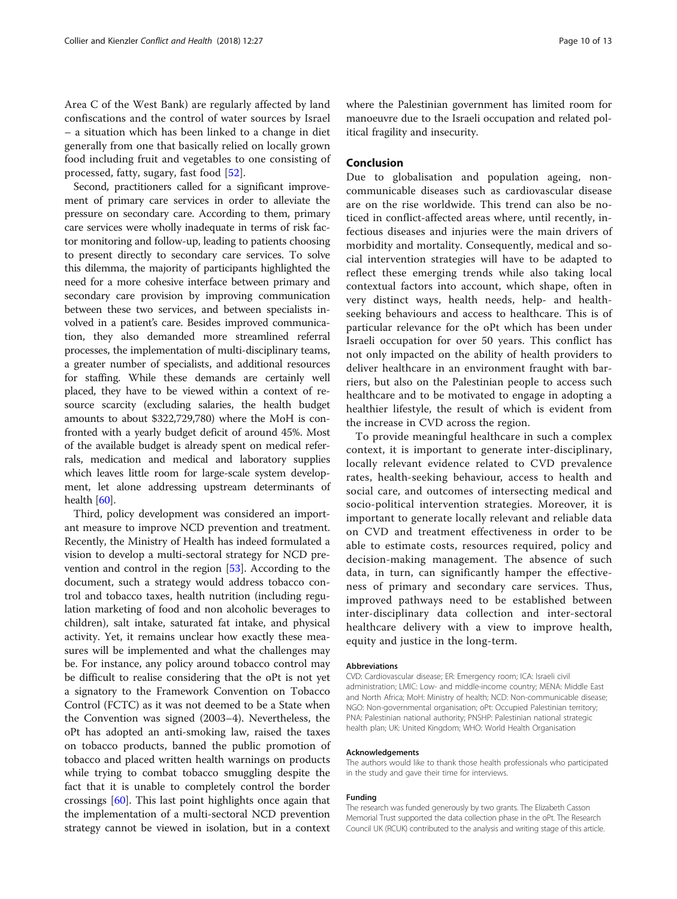Area C of the West Bank) are regularly affected by land confiscations and the control of water sources by Israel – a situation which has been linked to a change in diet generally from one that basically relied on locally grown food including fruit and vegetables to one consisting of processed, fatty, sugary, fast food [52].

Second, practitioners called for a significant improvement of primary care services in order to alleviate the pressure on secondary care. According to them, primary care services were wholly inadequate in terms of risk factor monitoring and follow-up, leading to patients choosing to present directly to secondary care services. To solve this dilemma, the majority of participants highlighted the need for a more cohesive interface between primary and secondary care provision by improving communication between these two services, and between specialists involved in a patient's care. Besides improved communication, they also demanded more streamlined referral processes, the implementation of multi-disciplinary teams, a greater number of specialists, and additional resources for staffing. While these demands are certainly well placed, they have to be viewed within a context of resource scarcity (excluding salaries, the health budget amounts to about $322,729,780) where the MoH is confronted with a yearly budget deficit of around 45%. Most of the available budget is already spent on medical referrals, medication and medical and laboratory supplies which leaves little room for large-scale system development, let alone addressing upstream determinants of health [60].

Third, policy development was considered an important measure to improve NCD prevention and treatment. Recently, the Ministry of Health has indeed formulated a vision to develop a multi-sectoral strategy for NCD prevention and control in the region [53]. According to the document, such a strategy would address tobacco control and tobacco taxes, health nutrition (including regulation marketing of food and non alcoholic beverages to children), salt intake, saturated fat intake, and physical activity. Yet, it remains unclear how exactly these measures will be implemented and what the challenges may be. For instance, any policy around tobacco control may be difficult to realise considering that the oPt is not yet a signatory to the Framework Convention on Tobacco Control (FCTC) as it was not deemed to be a State when the Convention was signed (2003–4). Nevertheless, the oPt has adopted an anti-smoking law, raised the taxes on tobacco products, banned the public promotion of tobacco and placed written health warnings on products while trying to combat tobacco smuggling despite the fact that it is unable to completely control the border crossings [60]. This last point highlights once again that the implementation of a multi-sectoral NCD prevention strategy cannot be viewed in isolation, but in a context where the Palestinian government has limited room for manoeuvre due to the Israeli occupation and related political fragility and insecurity.

## Conclusion

Due to globalisation and population ageing, non-communicable diseases such as cardiovascular disease are on the rise worldwide. This trend can also be noticed in conflict-affected areas where, until recently, infectious diseases and injuries were the main drivers of morbidity and mortality. Consequently, medical and social intervention strategies will have to be adapted to reflect these emerging trends while also taking local contextual factors into account, which shape, often in very distinct ways, health needs, help- and health-seeking behaviours and access to healthcare. This is of particular relevance for the oPt which has been under Israeli occupation for over 50 years. This conflict has not only impacted on the ability of health providers to deliver healthcare in an environment fraught with barriers, but also on the Palestinian people to access such healthcare and to be motivated to engage in adopting a healthier lifestyle, the result of which is evident from the increase in CVD across the region.

To provide meaningful healthcare in such a complex context, it is important to generate inter-disciplinary, locally relevant evidence related to CVD prevalence rates, health-seeking behaviour, access to health and social care, and outcomes of intersecting medical and socio-political intervention strategies. Moreover, it is important to generate locally relevant and reliable data on CVD and treatment effectiveness in order to be able to estimate costs, resources required, policy and decision-making management. The absence of such data, in turn, can significantly hamper the effectiveness of primary and secondary care services. Thus, improved pathways need to be established between inter-disciplinary data collection and inter-sectoral healthcare delivery with a view to improve health, equity and justice in the long-term.

### Abbreviations

CVD: Cardiovascular disease; ER: Emergency room; ICA: Israeli civil administration; LMIC: Low- and middle-income country; MENA: Middle East and North Africa; MoH: Ministry of health; NCD: Non-communicable disease; NGO: Non-governmental organisation; oPt: Occupied Palestinian territory; PNA: Palestinian national authority; PNSHP: Palestinian national strategic health plan; UK: United Kingdom; WHO: World Health Organisation

### Acknowledgements

The authors would like to thank those health professionals who participated in the study and gave their time for interviews.

### Funding

The research was funded generously by two grants. The Elizabeth Casson Memorial Trust supported the data collection phase in the oPt. The Research Council UK (RCUK) contributed to the analysis and writing stage of this article.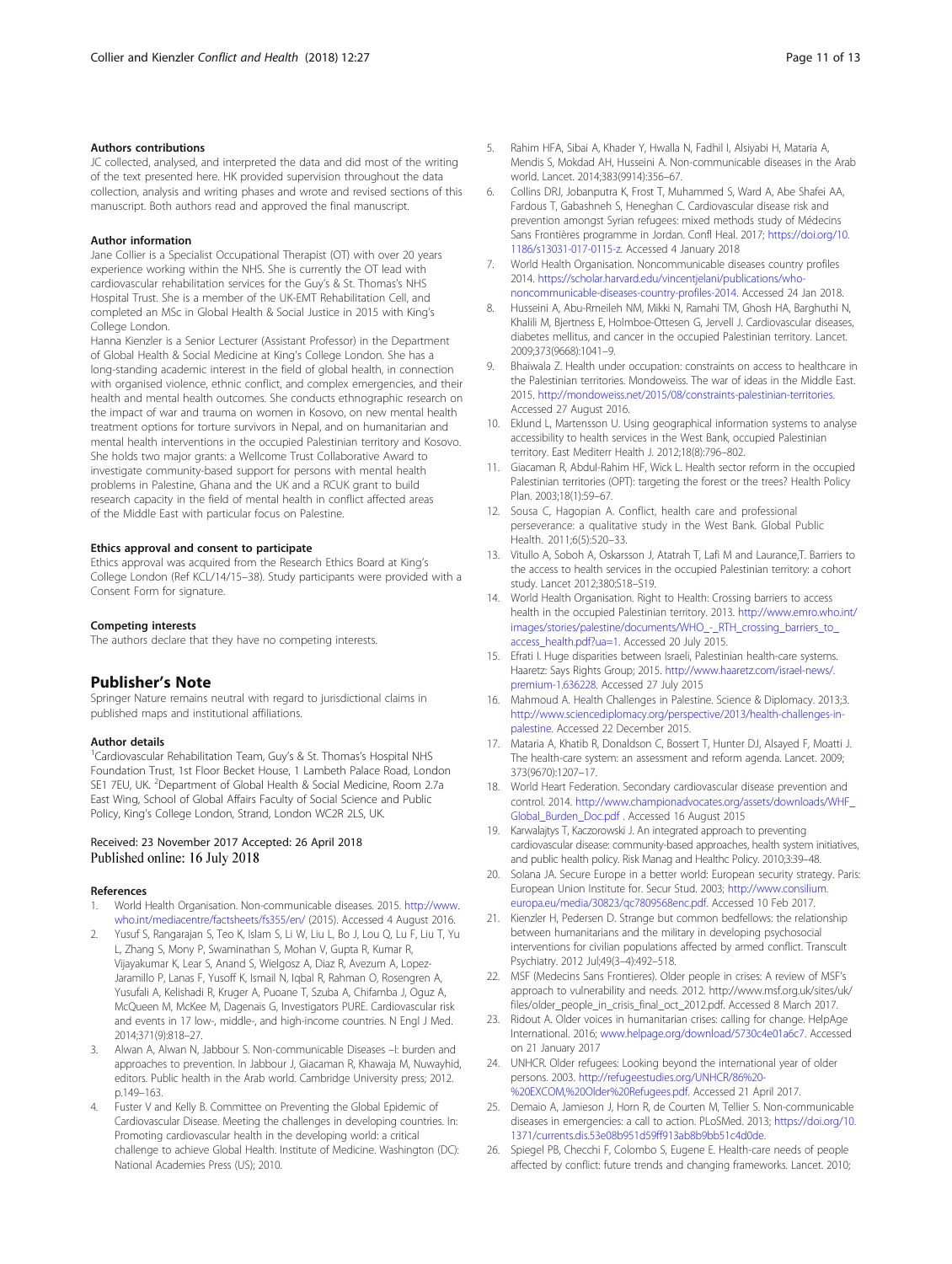### Authors contributions

JC collected, analysed, and interpreted the data and did most of the writing of the text presented here. HK provided supervision throughout the data collection, analysis and writing phases and wrote and revised sections of this manuscript. Both authors read and approved the final manuscript.

### Author information

Jane Collier is a Specialist Occupational Therapist (OT) with over 20 years experience working within the NHS. She is currently the OT lead with cardiovascular rehabilitation services for the Guy's & St. Thomas's NHS Hospital Trust. She is a member of the UK-EMT Rehabilitation Cell, and completed an MSc in Global Health & Social Justice in 2015 with King's College London.

Hanna Kienzler is a Senior Lecturer (Assistant Professor) in the Department of Global Health & Social Medicine at King's College London. She has a long-standing academic interest in the field of global health, in connection with organised violence, ethnic conflict, and complex emergencies, and their health and mental health outcomes. She conducts ethnographic research on the impact of war and trauma on women in Kosovo, on new mental health treatment options for torture survivors in Nepal, and on humanitarian and mental health interventions in the occupied Palestinian territory and Kosovo. She holds two major grants: a Wellcome Trust Collaborative Award to investigate community-based support for persons with mental health problems in Palestine, Ghana and the UK and a RCUK grant to build research capacity in the field of mental health in conflict affected areas of the Middle East with particular focus on Palestine.

### Ethics approval and consent to participate

Ethics approval was acquired from the Research Ethics Board at King's College London (Ref KCL/14/15–38). Study participants were provided with a Consent Form for signature.

### Competing interests

The authors declare that they have no competing interests.

## Publisher's Note

Springer Nature remains neutral with regard to jurisdictional claims in published maps and institutional affiliations.

### Author details

[1]Cardiovascular Rehabilitation Team, Guy's & St. Thomas's Hospital NHS Foundation Trust, 1st Floor Becket House, 1 Lambeth Palace Road, London SE1 7EU, UK. [2]Department of Global Health & Social Medicine, Room 2.7a East Wing, School of Global Affairs Faculty of Social Science and Public Policy, King's College London, Strand, London WC2R 2LS, UK.

Received: 23 November 2017 Accepted: 26 April 2018
Published online: 16 July 2018

### References

1. World Health Organisation. Non-communicable diseases. 2015. http://www.who.int/mediacentre/factsheets/fs355/en/ (2015). Accessed 4 August 2016.
2. Yusuf S, Rangarajan S, Teo K, Islam S, Li W, Liu L, Bo J, Lou Q, Lu F, Liu T, Yu L, Zhang S, Mony P, Swaminathan S, Mohan V, Gupta R, Kumar R, Vijayakumar K, Lear S, Anand S, Wielgosz A, Diaz R, Avezum A, Lopez-Jaramillo P, Lanas F, Yusoff K, Ismail N, Iqbal R, Rahman O, Rosengren A, Yusufali A, Kelishadi R, Kruger A, Puoane T, Szuba A, Chifamba J, Oguz A, McQueen M, McKee M, Dagenais G, Investigators PURE. Cardiovascular risk and events in 17 low-, middle-, and high-income countries. N Engl J Med. 2014;371(9):818–27.
3. Alwan A, Alwan N, Jabbour S. Non-communicable Diseases –I: burden and approaches to prevention. In Jabbour J, Giacaman R, Khawaja M, Nuwayhid, editors. Public health in the Arab world. Cambridge University press; 2012. p.149–163.
4. Fuster V and Kelly B. Committee on Preventing the Global Epidemic of Cardiovascular Disease. Meeting the challenges in developing countries. In: Promoting cardiovascular health in the developing world: a critical challenge to achieve Global Health. Institute of Medicine. Washington (DC): National Academies Press (US); 2010.
5. Rahim HFA, Sibai A, Khader Y, Hwalla N, Fadhil I, Alsiyabi H, Mataria A, Mendis S, Mokdad AH, Husseini A. Non-communicable diseases in the Arab world. Lancet. 2014;383(9914):356–67.
6. Collins DRJ, Jobanputra K, Frost T, Muhammed S, Ward A, Abe Shafei AA, Fardous T, Gabashneh S, Heneghan C. Cardiovascular disease risk and prevention amongst Syrian refugees: mixed methods study of Médecins Sans Frontières programme in Jordan. Confl Heal. 2017; https://doi.org/10.1186/s13031-017-0115-z. Accessed 4 January 2018
7. World Health Organisation. Noncommunicable diseases country profiles 2014. https://scholar.harvard.edu/vincentjelani/publications/who-noncommunicable-diseases-country-profiles-2014. Accessed 24 Jan 2018.
8. Husseini A, Abu-Rmeileh NM, Mikki N, Ramahi TM, Ghosh HA, Barghuthi N, Khalili M, Bjertness E, Holmboe-Ottesen G, Jervell J. Cardiovascular diseases, diabetes mellitus, and cancer in the occupied Palestinian territory. Lancet. 2009;373(9668):1041–9.
9. Bhaiwala Z. Health under occupation: constraints on access to healthcare in the Palestinian territories. Mondoweiss. The war of ideas in the Middle East. 2015. http://mondoweiss.net/2015/08/constraints-palestinian-territories. Accessed 27 August 2016.
10. Eklund L, Martensson U. Using geographical information systems to analyse accessibility to health services in the West Bank, occupied Palestinian territory. East Mediterr Health J. 2012;18(8):796–802.
11. Giacaman R, Abdul-Rahim HF, Wick L. Health sector reform in the occupied Palestinian territories (OPT): targeting the forest or the trees? Health Policy Plan. 2003;18(1):59–67.
12. Sousa C, Hagopian A. Conflict, health care and professional perseverance: a qualitative study in the West Bank. Global Public Health. 2011;6(5):520–33.
13. Vitullo A, Soboh A, Oskarsson J, Atatrah T, Lafi M and Laurance,T. Barriers to the access to health services in the occupied Palestinian territory: a cohort study. Lancet 2012;380:S18–S19.
14. World Health Organisation. Right to Health: Crossing barriers to access health in the occupied Palestinian territory. 2013. http://www.emro.who.int/images/stories/palestine/documents/WHO_-_RTH_crossing_barriers_to_access_health.pdf?ua=1. Accessed 20 July 2015.
15. Efrati I. Huge disparities between Israeli, Palestinian health-care systems. Haaretz: Says Rights Group; 2015. http://www.haaretz.com/israel-news/.premium-1.636228. Accessed 27 July 2015
16. Mahmoud A. Health Challenges in Palestine. Science & Diplomacy. 2013;3. http://www.sciencediplomacy.org/perspective/2013/health-challenges-in-palestine. Accessed 22 December 2015.
17. Mataria A, Khatib R, Donaldson C, Bossert T, Hunter DJ, Alsayed F, Moatti J. The health-care system: an assessment and reform agenda. Lancet. 2009; 373(9670):1207–17.
18. World Heart Federation. Secondary cardiovascular disease prevention and control. 2014. http://www.championadvocates.org/assets/downloads/WHF_Global_Burden_Doc.pdf . Accessed 16 August 2015
19. Karwalajtys T, Kaczorowski J. An integrated approach to preventing cardiovascular disease: community-based approaches, health system initiatives, and public health policy. Risk Manag and Healthc Policy. 2010;3:39–48.
20. Solana JA. Secure Europe in a better world: European security strategy. Paris: European Union Institute for. Secur Stud. 2003; http://www.consilium.europa.eu/media/30823/qc7809568enc.pdf. Accessed 10 Feb 2017.
21. Kienzler H, Pedersen D. Strange but common bedfellows: the relationship between humanitarians and the military in developing psychosocial interventions for civilian populations affected by armed conflict. Transcult Psychiatry. 2012 Jul;49(3–4):492–518.
22. MSF (Medecins Sans Frontieres). Older people in crises: A review of MSF's approach to vulnerability and needs. 2012. http://www.msf.org.uk/sites/uk/files/older_people_in_crisis_final_oct_2012.pdf. Accessed 8 March 2017.
23. Ridout A. Older voices in humanitarian crises: calling for change. HelpAge International. 2016; www.helpage.org/download/5730c4e01a6c7. Accessed on 21 January 2017
24. UNHCR. Older refugees: Looking beyond the international year of older persons. 2003. http://refugeestudies.org/UNHCR/86%20-%20EXCOM,%20Older%20Refugees.pdf. Accessed 21 April 2017.
25. Demaio A, Jamieson J, Horn R, de Courten M, Tellier S. Non-communicable diseases in emergencies: a call to action. PLoSMed. 2013; https://doi.org/10.1371/currents.dis.53e08b951d59ff913ab8b9bb51c4d0de.
26. Spiegel PB, Checchi F, Colombo S, Eugene E. Health-care needs of people affected by conflict: future trends and changing frameworks. Lancet. 2010;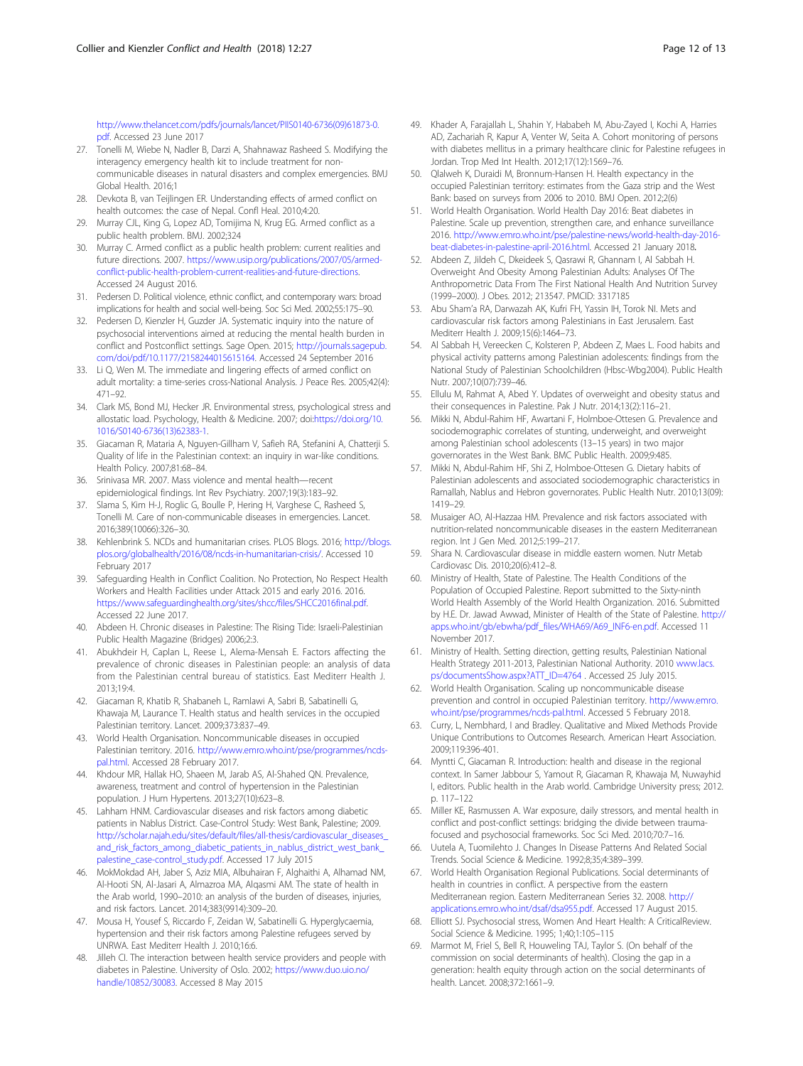http://www.thelancet.com/pdfs/journals/lancet/PIIS0140-6736(09)61873-0.pdf. Accessed 23 June 2017

27. Tonelli M, Wiebe N, Nadler B, Darzi A, Shahnawaz Rasheed S. Modifying the interagency emergency health kit to include treatment for non-communicable diseases in natural disasters and complex emergencies. BMJ Global Health. 2016;1
28. Devkota B, van Teijlingen ER. Understanding effects of armed conflict on health outcomes: the case of Nepal. Confl Heal. 2010;4:20.
29. Murray CJL, King G, Lopez AD, Tomijima N, Krug EG. Armed conflict as a public health problem. BMJ. 2002;324
30. Murray C. Armed conflict as a public health problem: current realities and future directions. 2007. https://www.usip.org/publications/2007/05/armed-conflict-public-health-problem-current-realities-and-future-directions. Accessed 24 August 2016.
31. Pedersen D. Political violence, ethnic conflict, and contemporary wars: broad implications for health and social well-being. Soc Sci Med. 2002;55:175–90.
32. Pedersen D, Kienzler H, Guzder JA. Systematic inquiry into the nature of psychosocial interventions aimed at reducing the mental health burden in conflict and Postconflict settings. Sage Open. 2015; http://journals.sagepub.com/doi/pdf/10.1177/2158244015615164. Accessed 24 September 2016
33. Li Q, Wen M. The immediate and lingering effects of armed conflict on adult mortality: a time-series cross-National Analysis. J Peace Res. 2005;42(4):471–92.
34. Clark MS, Bond MJ, Hecker JR. Environmental stress, psychological stress and allostatic load. Psychology, Health & Medicine. 2007; doi:https://doi.org/10.1016/S0140-6736(13)62383-1.
35. Giacaman R, Mataria A, Nguyen-Gillham V, Safieh RA, Stefanini A, Chatterji S. Quality of life in the Palestinian context: an inquiry in war-like conditions. Health Policy. 2007;81:68–84.
36. Srinivasa MR. 2007. Mass violence and mental health—recent epidemiological findings. Int Rev Psychiatry. 2007;19(3):183–92.
37. Slama S, Kim H-J, Roglic G, Boulle P, Hering H, Varghese C, Rasheed S, Tonelli M. Care of non-communicable diseases in emergencies. Lancet. 2016;389(10066):326–30.
38. Kehlenbrink S. NCDs and humanitarian crises. PLOS Blogs. 2016; http://blogs.plos.org/globalhealth/2016/08/ncds-in-humanitarian-crisis/. Accessed 10 February 2017
39. Safeguarding Health in Conflict Coalition. No Protection, No Respect Health Workers and Health Facilities under Attack 2015 and early 2016. 2016. https://www.safeguardinghealth.org/sites/shcc/files/SHCC2016final.pdf. Accessed 22 June 2017.
40. Abdeen H. Chronic diseases in Palestine: The Rising Tide: Israeli-Palestinian Public Health Magazine (Bridges) 2006;2:3.
41. Abukhdeir H, Caplan L, Reese L, Alema-Mensah E. Factors affecting the prevalence of chronic diseases in Palestinian people: an analysis of data from the Palestinian central bureau of statistics. East Mediterr Health J. 2013;19:4.
42. Giacaman R, Khatib R, Shabaneh L, Ramlawi A, Sabri B, Sabatinelli G, Khawaja M, Laurance T. Health status and health services in the occupied Palestinian territory. Lancet. 2009;373:837–49.
43. World Health Organisation. Noncommunicable diseases in occupied Palestinian territory. 2016. http://www.emro.who.int/pse/programmes/ncds-pal.html. Accessed 28 February 2017.
44. Khdour MR, Hallak HO, Shaeen M, Jarab AS, Al-Shahed QN. Prevalence, awareness, treatment and control of hypertension in the Palestinian population. J Hum Hypertens. 2013;27(10):623–8.
45. Lahham HNM. Cardiovascular diseases and risk factors among diabetic patients in Nablus District. Case-Control Study: West Bank, Palestine; 2009. http://scholar.najah.edu/sites/default/files/all-thesis/cardiovascular_diseases_and_risk_factors_among_diabetic_patients_in_nablus_district_west_bank_palestine_case-control_study.pdf. Accessed 17 July 2015
46. MokMokdad AH, Jaber S, Aziz MIA, Albuhairan F, Alghaithi A, Alhamad NM, Al-Hooti SN, Al-Jasari A, Almazroa MA, Alqasmi AM. The state of health in the Arab world, 1990–2010: an analysis of the burden of diseases, injuries, and risk factors. Lancet. 2014;383(9914):309–20.
47. Mousa H, Yousef S, Riccardo F, Zeidan W, Sabatinelli G. Hyperglycaemia, hypertension and their risk factors among Palestine refugees served by UNRWA. East Mediterr Health J. 2010;16:6.
48. Jilleh CI. The interaction between health service providers and people with diabetes in Palestine. University of Oslo. 2002; https://www.duo.uio.no/handle/10852/30083. Accessed 8 May 2015
49. Khader A, Farajallah L, Shahin Y, Hababeh M, Abu-Zayed I, Kochi A, Harries AD, Zachariah R, Kapur A, Venter W, Seita A. Cohort monitoring of persons with diabetes mellitus in a primary healthcare clinic for Palestine refugees in Jordan. Trop Med Int Health. 2012;17(12):1569–76.
50. Qlalweh K, Duraidi M, Bronnum-Hansen H. Health expectancy in the occupied Palestinian territory: estimates from the Gaza strip and the West Bank: based on surveys from 2006 to 2010. BMJ Open. 2012;2(6)
51. World Health Organisation. World Health Day 2016: Beat diabetes in Palestine. Scale up prevention, strengthen care, and enhance surveillance 2016. http://www.emro.who.int/pse/palestine-news/world-health-day-2016-beat-diabetes-in-palestine-april-2016.html. Accessed 21 January 2018.
52. Abdeen Z, Jildeh C, Dkeideek S, Qasrawi R, Ghannam I, Al Sabbah H. Overweight And Obesity Among Palestinian Adults: Analyses Of The Anthropometric Data From The First National Health And Nutrition Survey (1999–2000). J Obes. 2012; 213547. PMCID: 3317185
53. Abu Sham'a RA, Darwazah AK, Kufri FH, Yassin IH, Torok NI. Mets and cardiovascular risk factors among Palestinians in East Jerusalem. East Mediterr Health J. 2009;15(6):1464–73.
54. Al Sabbah H, Vereecken C, Kolsteren P, Abdeen Z, Maes L. Food habits and physical activity patterns among Palestinian adolescents: findings from the National Study of Palestinian Schoolchildren (Hbsc-Wbg2004). Public Health Nutr. 2007;10(07):739–46.
55. Ellulu M, Rahmat A, Abed Y. Updates of overweight and obesity status and their consequences in Palestine. Pak J Nutr. 2014;13(2):116–21.
56. Mikki N, Abdul-Rahim HF, Awartani F, Holmboe-Ottesen G. Prevalence and sociodemographic correlates of stunting, underweight, and overweight among Palestinian school adolescents (13–15 years) in two major governorates in the West Bank. BMC Public Health. 2009;9:485.
57. Mikki N, Abdul-Rahim HF, Shi Z, Holmboe-Ottesen G. Dietary habits of Palestinian adolescents and associated sociodemographic characteristics in Ramallah, Nablus and Hebron governorates. Public Health Nutr. 2010;13(09):1419–29.
58. Musaiger AO, Al-Hazzaa HM. Prevalence and risk factors associated with nutrition-related noncommunicable diseases in the eastern Mediterranean region. Int J Gen Med. 2012;5:199–217.
59. Shara N. Cardiovascular disease in middle eastern women. Nutr Metab Cardiovasc Dis. 2010;20(6):412–8.
60. Ministry of Health, State of Palestine. The Health Conditions of the Population of Occupied Palestine. Report submitted to the Sixty-ninth World Health Assembly of the World Health Organization. 2016. Submitted by H.E. Dr. Jawad Awwad, Minister of Health of the State of Palestine. http://apps.who.int/gb/ebwha/pdf_files/WHA69/A69_INF6-en.pdf. Accessed 11 November 2017.
61. Ministry of Health. Setting direction, getting results, Palestinian National Health Strategy 2011-2013, Palestinian National Authority. 2010 www.lacs.ps/documentsShow.aspx?ATT_ID=4764 . Accessed 25 July 2015.
62. World Health Organisation. Scaling up noncommunicable disease prevention and control in occupied Palestinian territory. http://www.emro.who.int/pse/programmes/ncds-pal.html. Accessed 5 February 2018.
63. Curry, L, Nembhard, I and Bradley. Qualitative and Mixed Methods Provide Unique Contributions to Outcomes Research. American Heart Association. 2009;119:396-401.
64. Myntti C, Giacaman R. Introduction: health and disease in the regional context. In Samer Jabbour S, Yamout R, Giacaman R, Khawaja M, Nuwayhid I, editors. Public health in the Arab world. Cambridge University press; 2012. p. 117–122
65. Miller KE, Rasmussen A. War exposure, daily stressors, and mental health in conflict and post-conflict settings: bridging the divide between trauma-focused and psychosocial frameworks. Soc Sci Med. 2010;70:7–16.
66. Uutela A, Tuomilehto J. Changes In Disease Patterns And Related Social Trends. Social Science & Medicine. 1992;8;35;4:389–399.
67. World Health Organisation Regional Publications. Social determinants of health in countries in conflict. A perspective from the eastern Mediterranean region. Eastern Mediterranean Series 32. 2008. http://applications.emro.who.int/dsaf/dsa955.pdf. Accessed 17 August 2015.
68. Elliott SJ. Psychosocial stress, Women And Heart Health: A CriticalReview. Social Science & Medicine. 1995; 1;40;1:105–115
69. Marmot M, Friel S, Bell R, Houweling TAJ, Taylor S. (On behalf of the commission on social determinants of health). Closing the gap in a generation: health equity through action on the social determinants of health. Lancet. 2008;372:1661–9.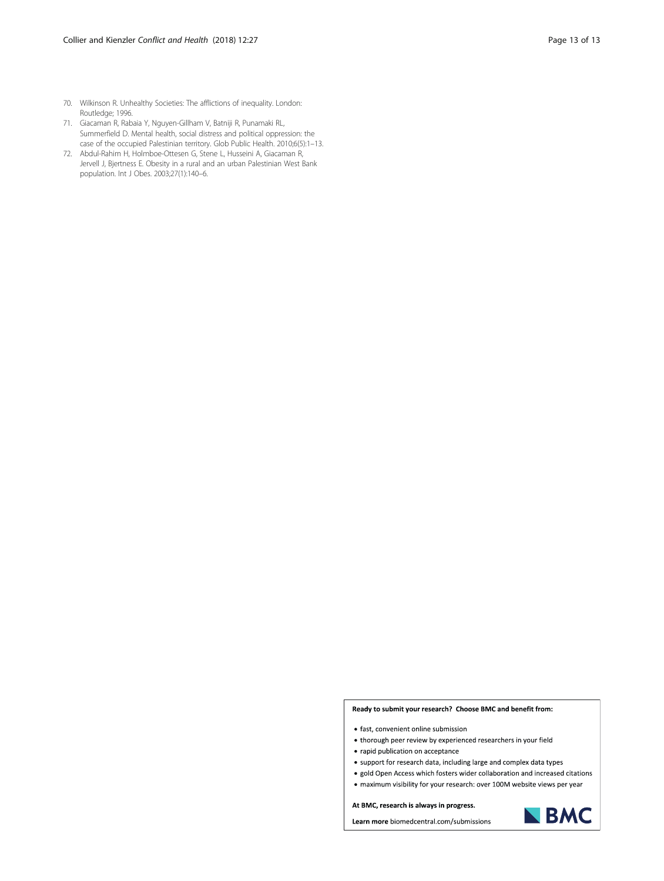70. Wilkinson R. Unhealthy Societies: The afflictions of inequality. London: Routledge; 1996.
71. Giacaman R, Rabaia Y, Nguyen-Gillham V, Batniji R, Punamaki RL, Summerfield D. Mental health, social distress and political oppression: the case of the occupied Palestinian territory. Glob Public Health. 2010;6(5):1–13.
72. Abdul-Rahim H, Holmboe-Ottesen G, Stene L, Husseini A, Giacaman R, Jervell J, Bjertness E. Obesity in a rural and an urban Palestinian West Bank population. Int J Obes. 2003;27(1):140–6.

**Ready to submit your research? Choose BMC and benefit from:**

- fast, convenient online submission
- thorough peer review by experienced researchers in your field
- rapid publication on acceptance
- support for research data, including large and complex data types
- gold Open Access which fosters wider collaboration and increased citations
- maximum visibility for your research: over 100M website views per year

**At BMC, research is always in progress.**

**Learn more** biomedcentral.com/submissions

BMC